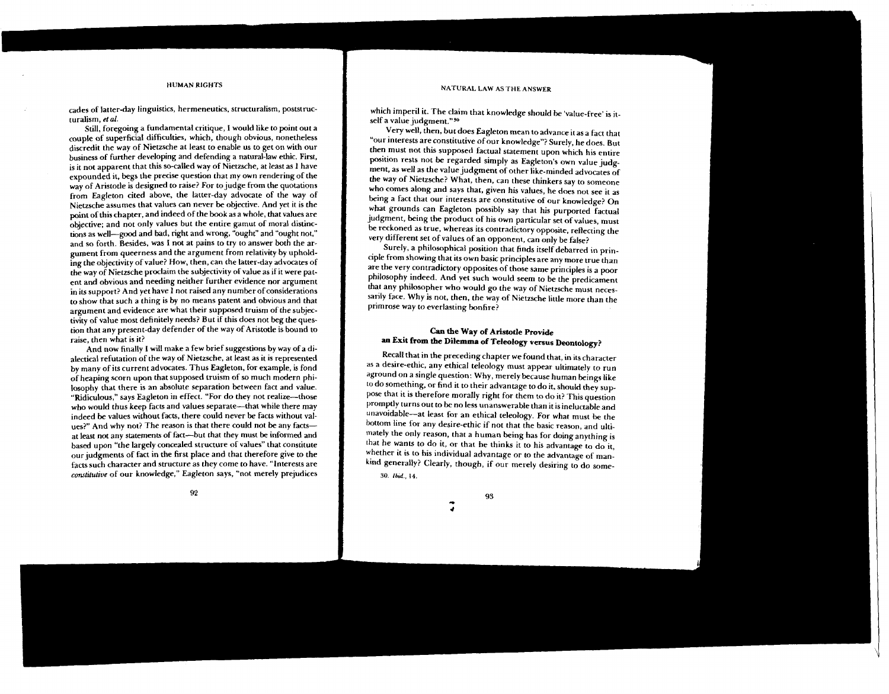cades of latter-day linguistics, hermeneutics, structuralism, poststructuralism, *et al.*

Still, foregoing a fundamental critique, I would like to point out a couple of superficial difficulties, which, though obvious, nonetheless discredit the way of Nietzsche at least to enable us to get on with our business of further developing and defending a natural-law ethic. First, is it not apparent that this so-called way of Nietzsche, at least as I have expounded it, begs the precise question that my own rendering of the way of Aristotle is designed to raise? For to judge from the quotations from Eagleton cited above, the latter-day advocate of the way of Nietzsche assumes that values can never be objective. And yet it is the point of this chapter, and indeed of the book as a whole, that values are objective; and not only values but the entire gamut of moral distinctions as well—good and bad, right and wrong, "ought" and "ought not," and so forth. Besides, was I not at pains to try to answer both the argument from queerness and the argument from relativity by upholding the objectivity of value? How, then, can the latter-day advocates of the way of Nietzsche proclaim the subjectivity of value as if it were patent and obvious and needing neither further evidence nor argument in its support? And yet have I not raised any number of considerations to show that such a thing is by no means patent and obvious and that argument and evidence are what their supposed truism of the subjectivity of value most definitely needs? But if this does not beg the question that any present-day defender of the way of Aristotle is bound to raise, then what is it?

And now finally I will make a few brief suggestions by way of a dialectical refutation of the way of Nietzsche, at least as it is represented by many of its current advocates. Thus Eagleton, for example, is fond of heaping scorn upon that supposed truism of so much modern philosophy that there is an absolute separation between fact and value. "Ridiculous," says Eagleton in effect. "For do they not realize—those who would thus keep facts and values separate—that while there may indeed be values without facts, there could never be facts without values?" And why not? The reason is that there could not be any facts—at least not any statements of fact—but that they must be informed and based upon "the largely concealed structure of values" that constitute our judgments of fact in the first place and that therefore give to the facts such character and structure as they come to have. "Interests are *constitutive* of our knowledge," Eagleton says, "not merely prejudices which imperil it. The claim that knowledge should be 'value-free' is itself a value judgment."[30]

Very well, then, but does Eagleton mean to advance it as a fact that "our interests are constitutive of our knowledge"? Surely, he does. But then must not this supposed factual statement upon which his entire position rests not be regarded simply as Eagleton's own value judgment, as well as the value judgment of other like-minded advocates of the way of Nietzsche? What, then, can these thinkers say to someone who comes along and says that, given his values, he does not see it as being a fact that our interests are constitutive of our knowledge? On what grounds can Eagleton possibly say that his purported factual judgment, being the product of his own particular set of values, must be reckoned as true, whereas its contradictory opposite, reflecting the very different set of values of an opponent, can only be false?

Surely, a philosophical position that finds itself debarred in principle from showing that its own basic principles are any more true than are the very contradictory opposites of those same principles is a poor philosophy indeed. And yet such would seem to be the predicament that any philosopher who would go the way of Nietzsche must necessarily face. Why is not, then, the way of Nietzsche little more than the primrose way to everlasting bonfire?

## Can the Way of Aristotle Provide an Exit from the Dilemma of Teleology versus Deontology?

Recall that in the preceding chapter we found that, in its character as a desire-ethic, any ethical teleology must appear ultimately to run aground on a single question: Why, merely because human beings like to do something, or find it to their advantage to do it, should they suppose that it is therefore morally right for them to do it? This question promptly turns out to be no less unanswerable than it is ineluctable and unavoidable—at least for an ethical teleology. For what must be the bottom line for any desire-ethic if not that the basic reason, and ultimately the only reason, that a human being has for doing anything is that he wants to do it, or that he thinks it to his advantage to do it, whether it is to his individual advantage or to the advantage of mankind generally? Clearly, though, if our merely desiring to do some-

30. *Ibid.*, 14.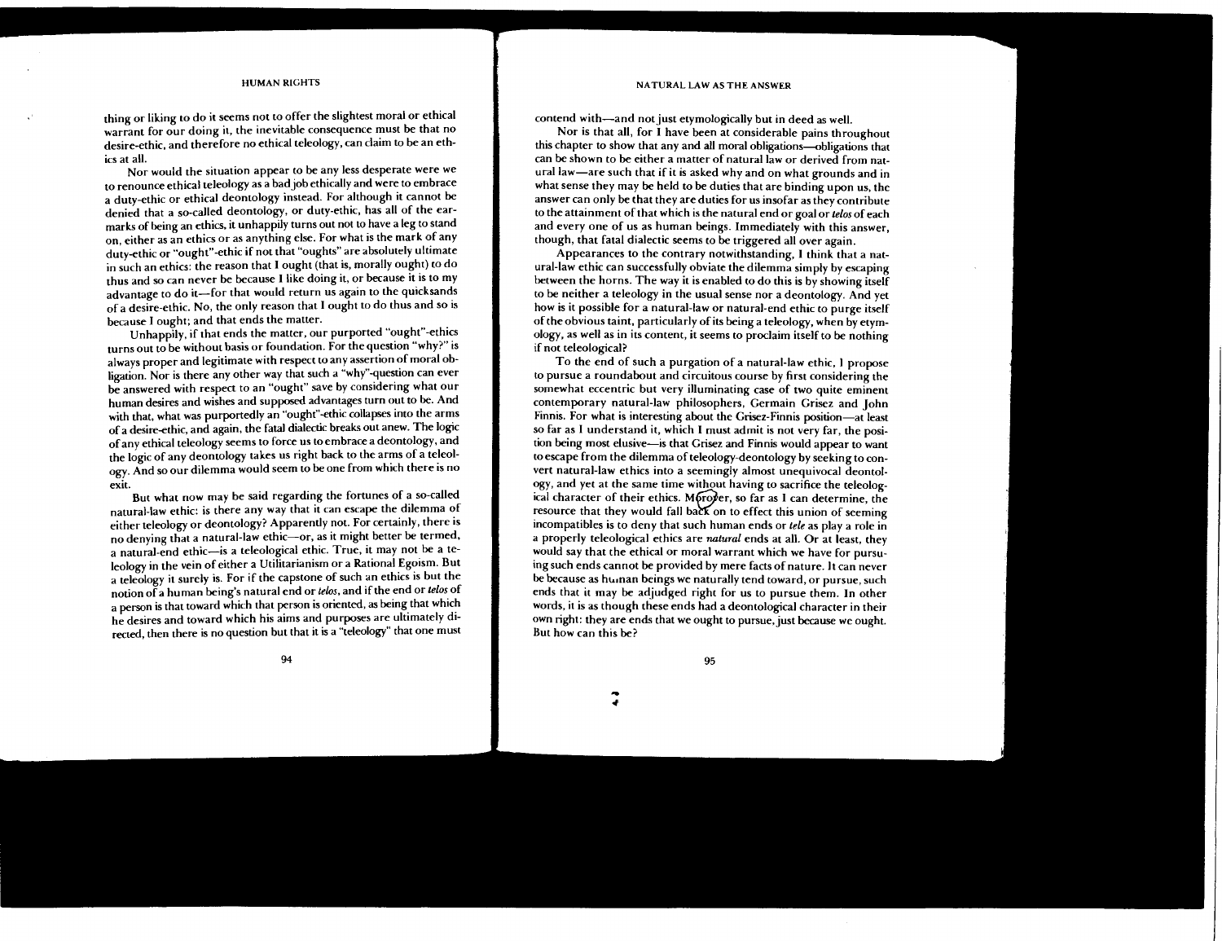thing or liking to do it seems not to offer the slightest moral or ethical warrant for our doing it, the inevitable consequence must be that no desire-ethic, and therefore no ethical teleology, can claim to be an ethics at all.

Nor would the situation appear to be any less desperate were we to renounce ethical teleology as a bad job ethically and were to embrace a duty-ethic or ethical deontology instead. For although it cannot be denied that a so-called deontology, or duty-ethic, has all of the earmarks of being an ethics, it unhappily turns out not to have a leg to stand on, either as an ethics or as anything else. For what is the mark of any duty-ethic or "ought"-ethic if not that "oughts" are absolutely ultimate in such an ethics: the reason that I ought (that is, morally ought) to do thus and so can never be because I like doing it, or because it is to my advantage to do it—for that would return us again to the quicksands of a desire-ethic. No, the only reason that I ought to do thus and so is because I ought; and that ends the matter.

Unhappily, if that ends the matter, our purported "ought"-ethics turns out to be without basis or foundation. For the question "why?" is always proper and legitimate with respect to any assertion of moral obligation. Nor is there any other way that such a "why"-question can ever be answered with respect to an "ought" save by considering what our human desires and wishes and supposed advantages turn out to be. And with that, what was purportedly an "ought"-ethic collapses into the arms of a desire-ethic, and again, the fatal dialectic breaks out anew. The logic of any ethical teleology seems to force us to embrace a deontology, and the logic of any deontology takes us right back to the arms of a teleology. And so our dilemma would seem to be one from which there is no exit.

But what now may be said regarding the fortunes of a so-called natural-law ethic: is there any way that it can escape the dilemma of either teleology or deontology? Apparently not. For certainly, there is no denying that a natural-law ethic—or, as it might better be termed, a natural-end ethic—is a teleological ethic. True, it may not be a teleology in the vein of either a Utilitarianism or a Rational Egoism. But a teleology it surely is. For if the capstone of such an ethics is but the notion of a human being's natural end or *telos*, and if the end or *telos* of a person is that toward which that person is oriented, as being that which he desires and toward which his aims and purposes are ultimately directed, then there is no question but that it is a "teleology" that one must contend with—and not just etymologically but in deed as well.

Nor is that all, for I have been at considerable pains throughout this chapter to show that any and all moral obligations—obligations that can be shown to be either a matter of natural law or derived from natural law—are such that if it is asked why and on what grounds and in what sense they may be held to be duties that are binding upon us, the answer can only be that they are duties for us insofar as they contribute to the attainment of that which is the natural end or goal or *telos* of each and every one of us as human beings. Immediately with this answer, though, that fatal dialectic seems to be triggered all over again.

Appearances to the contrary notwithstanding, I think that a natural-law ethic can successfully obviate the dilemma simply by escaping between the horns. The way it is enabled to do this is by showing itself to be neither a teleology in the usual sense nor a deontology. And yet how is it possible for a natural-law or natural-end ethic to purge itself of the obvious taint, particularly of its being a teleology, when by etymology, as well as in its content, it seems to proclaim itself to be nothing if not teleological?

To the end of such a purgation of a natural-law ethic, I propose to pursue a roundabout and circuitous course by first considering the somewhat eccentric but very illuminating case of two quite eminent contemporary natural-law philosophers, Germain Grisez and John Finnis. For what is interesting about the Grisez-Finnis position—at least so far as I understand it, which I must admit is not very far, the position being most elusive—is that Grisez and Finnis would appear to want to escape from the dilemma of teleology-deontology by seeking to convert natural-law ethics into a seemingly almost unequivocal deontology, and yet at the same time without having to sacrifice the teleological character of their ethics. Moreover, so far as I can determine, the resource that they would fall back on to effect this union of seeming incompatibles is to deny that such human ends or *tele* as play a role in a properly teleological ethics are *natural* ends at all. Or at least, they would say that the ethical or moral warrant which we have for pursuing such ends cannot be provided by mere facts of nature. It can never be because as human beings we naturally tend toward, or pursue, such ends that it may be adjudged right for us to pursue them. In other words, it is as though these ends had a deontological character in their own right: they are ends that we ought to pursue, just because we ought. But how can this be?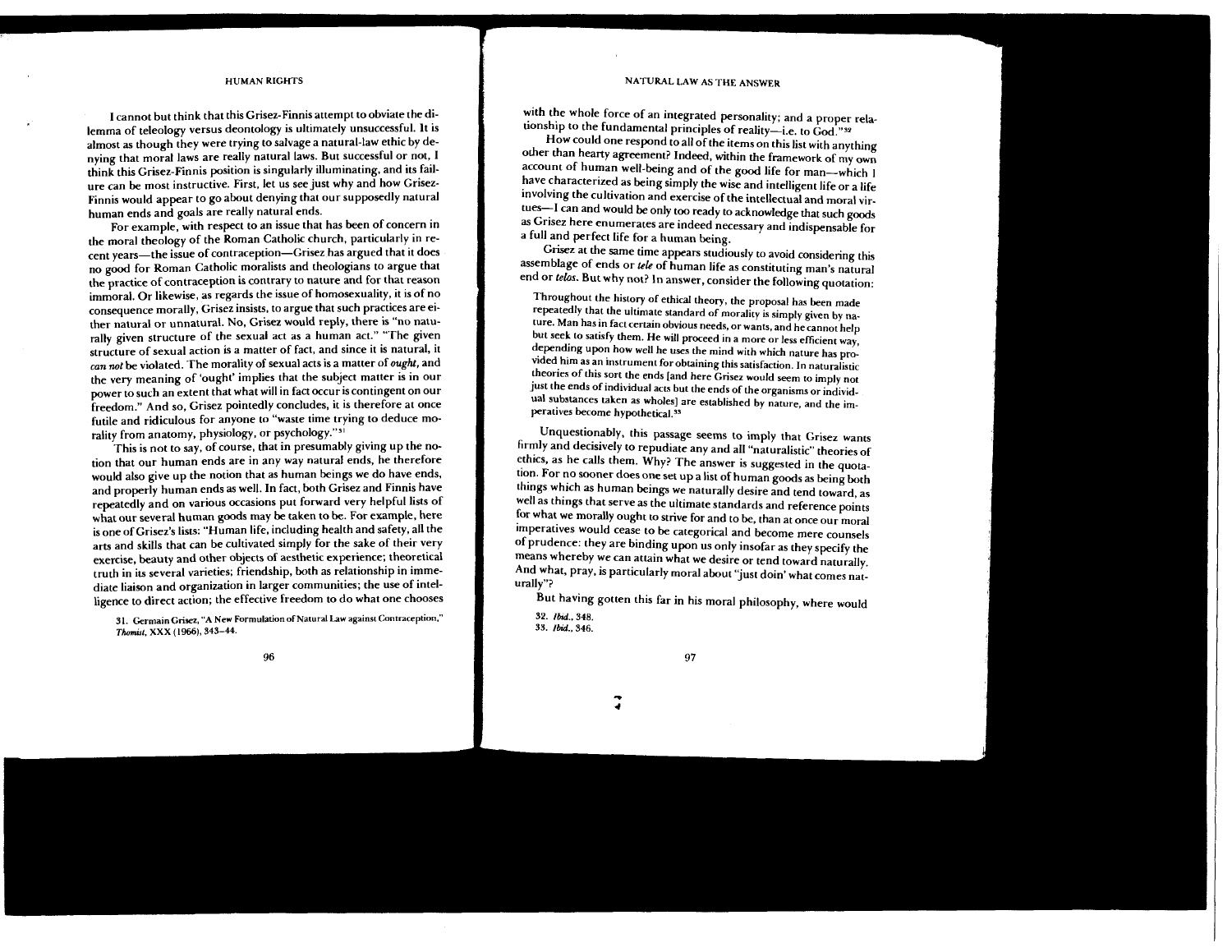I cannot but think that this Grisez-Finnis attempt to obviate the dilemma of teleology versus deontology is ultimately unsuccessful. It is almost as though they were trying to salvage a natural-law ethic by denying that moral laws are really natural laws. But successful or not, I think this Grisez-Finnis position is singularly illuminating, and its failure can be most instructive. First, let us see just why and how Grisez-Finnis would appear to go about denying that our supposedly natural human ends and goals are really natural ends.

For example, with respect to an issue that has been of concern in the moral theology of the Roman Catholic church, particularly in recent years—the issue of contraception—Grisez has argued that it does no good for Roman Catholic moralists and theologians to argue that the practice of contraception is contrary to nature and for that reason immoral. Or likewise, as regards the issue of homosexuality, it is of no consequence morally, Grisez insists, to argue that such practices are either natural or unnatural. No, Grisez would reply, there is "no naturally given structure of the sexual act as a human act." "The given structure of sexual action is a matter of fact, and since it is natural, it *can not* be violated. The morality of sexual acts is a matter of *ought*, and the very meaning of 'ought' implies that the subject matter is in our power to such an extent that what will in fact occur is contingent on our freedom." And so, Grisez pointedly concludes, it is therefore at once futile and ridiculous for anyone to "waste time trying to deduce morality from anatomy, physiology, or psychology."[31]

This is not to say, of course, that in presumably giving up the notion that our human ends are in any way natural ends, he therefore would also give up the notion that as human beings we do have ends, and properly human ends as well. In fact, both Grisez and Finnis have repeatedly and on various occasions put forward very helpful lists of what our several human goods may be taken to be. For example, here is one of Grisez's lists: "Human life, including health and safety, all the arts and skills that can be cultivated simply for the sake of their very exercise, beauty and other objects of aesthetic experience; theoretical truth in its several varieties; friendship, both as relationship in immediate liaison and organization in larger communities; the use of intelligence to direct action; the effective freedom to do what one chooses with the whole force of an integrated personality; and a proper relationship to the fundamental principles of reality—i.e. to God."[32]

How could one respond to all of the items on this list with anything other than hearty agreement? Indeed, within the framework of my own account of human well-being and of the good life for man—which I have characterized as being simply the wise and intelligent life or a life involving the cultivation and exercise of the intellectual and moral virtues—I can and would be only too ready to acknowledge that such goods as Grisez here enumerates are indeed necessary and indispensable for a full and perfect life for a human being.

Grisez at the same time appears studiously to avoid considering this assemblage of ends or *tele* of human life as constituting man's natural end or *telos*. But why not? In answer, consider the following quotation:

> Throughout the history of ethical theory, the proposal has been made repeatedly that the ultimate standard of morality is simply given by nature. Man has in fact certain obvious needs, or wants, and he cannot help but seek to satisfy them. He will proceed in a more or less efficient way, depending upon how well he uses the mind with which nature has provided him as an instrument for obtaining this satisfaction. In naturalistic theories of this sort the ends [and here Grisez would seem to imply not just the ends of individual acts but the ends of the organisms or individual substances taken as wholes] are established by nature, and the imperatives become hypothetical.[33]

Unquestionably, this passage seems to imply that Grisez wants firmly and decisively to repudiate any and all "naturalistic" theories of ethics, as he calls them. Why? The answer is suggested in the quotation. For no sooner does one set up a list of human goods as being both things which as human beings we naturally desire and tend toward, as well as things that serve as the ultimate standards and reference points for what we morally ought to strive for and to be, than at once our moral imperatives would cease to be categorical and become mere counsels of prudence: they are binding upon us only insofar as they specify the means whereby we can attain what we desire or tend toward naturally. And what, pray, is particularly moral about "just doin' what comes naturally"?

But having gotten this far in his moral philosophy, where would

31. Germain Grisez, "A New Formulation of Natural Law against Contraception," *Thomist*, XXX (1966), 343–44.

32. *Ibid.*, 348.

33. *Ibid.*, 346.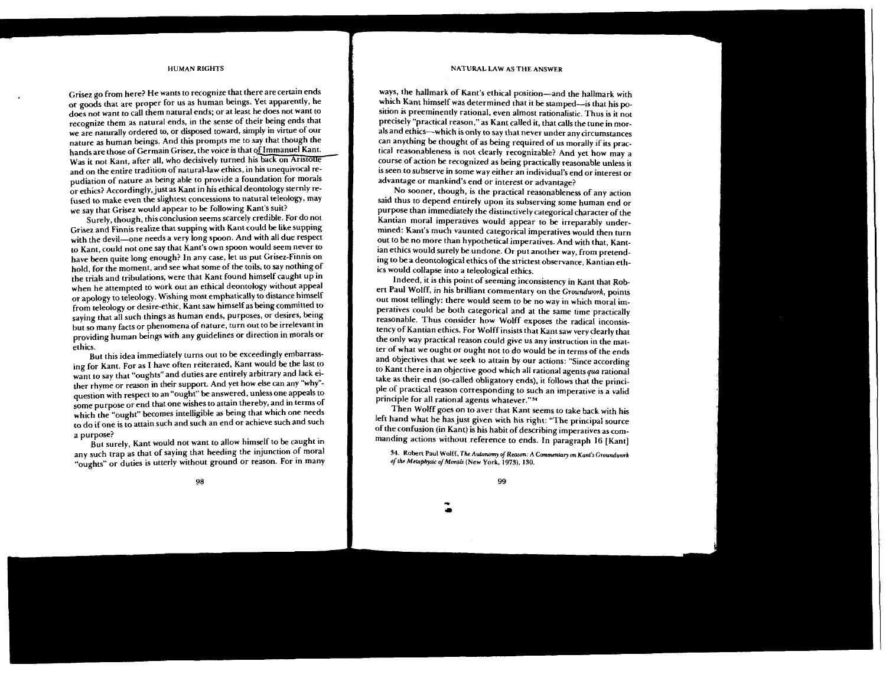Grisez go from here? He wants to recognize that there are certain ends or goods that are proper for us as human beings. Yet apparently, he does not want to call them natural ends; or at least he does not want to recognize them as natural ends, in the sense of their being ends that we are naturally ordered to, or disposed toward, simply in virtue of our nature as human beings. And this prompts me to say that though the hands are those of Germain Grisez, the voice is that of Immanuel Kant. Was it not Kant, after all, who decisively turned his back on Aristotle and on the entire tradition of natural-law ethics, in his unequivocal repudiation of nature as being able to provide a foundation for morals or ethics? Accordingly, just as Kant in his ethical deontology sternly refused to make even the slightest concessions to natural teleology, may we say that Grisez would appear to be following Kant's suit?

Surely, though, this conclusion seems scarcely credible. For do not Grisez and Finnis realize that supping with Kant could be like supping with the devil—one needs a very long spoon. And with all due respect to Kant, could not one say that Kant's own spoon would seem never to have been quite long enough? In any case, let us put Grisez-Finnis on hold, for the moment, and see what some of the toils, to say nothing of the trials and tribulations, were that Kant found himself caught up in when he attempted to work out an ethical deontology without appeal or apology to teleology. Wishing most emphatically to distance himself from teleology or desire-ethic, Kant saw himself as being committed to saying that all such things as human ends, purposes, or desires, being but so many facts or phenomena of nature, turn out to be irrelevant in providing human beings with any guidelines or direction in morals or ethics.

But this idea immediately turns out to be exceedingly embarrassing for Kant. For as I have often reiterated, Kant would be the last to want to say that "oughts" and duties are entirely arbitrary and lack either rhyme or reason in their support. And yet how else can any "why"-question with respect to an "ought" be answered, unless one appeals to some purpose or end that one wishes to attain thereby, and in terms of which the "ought" becomes intelligible as being that which one needs to do if one is to attain such and such an end or achieve such and such a purpose?

But surely, Kant would not want to allow himself to be caught in any such trap as that of saying that heeding the injunction of moral "oughts" or duties is utterly without ground or reason. For in many ways, the hallmark of Kant's ethical position—and the hallmark with which Kant himself was determined that it be stamped—is that his position is preeminently rational, even almost rationalistic. Thus is it not precisely "practical reason," as Kant called it, that calls the tune in morals and ethics—which is only to say that never under any circumstances can anything be thought of as being required of us morally if its practical reasonableness is not clearly recognizable? And yet how may a course of action be recognized as being practically reasonable unless it is seen to subserve in some way either an individual's end or interest or advantage or mankind's end or interest or advantage?

No sooner, though, is the practical reasonableness of any action said thus to depend entirely upon its subserving some human end or purpose than immediately the distinctively categorical character of the Kantian moral imperatives would appear to be irreparably undermined: Kant's much vaunted categorical imperatives would then turn out to be no more than hypothetical imperatives. And with that, Kantian ethics would surely be undone. Or put another way, from pretending to be a deontological ethics of the strictest observance, Kantian ethics would collapse into a teleological ethics.

Indeed, it is this point of seeming inconsistency in Kant that Robert Paul Wolff, in his brilliant commentary on the *Groundwork*, points out most tellingly: there would seem to be no way in which moral imperatives could be both categorical and at the same time practically reasonable. Thus consider how Wolff exposes the radical inconsistency of Kantian ethics. For Wolff insists that Kant saw very clearly that the only way practical reason could give us any instruction in the matter of what we ought or ought not to do would be in terms of the ends and objectives that we seek to attain by our actions: "Since according to Kant there is an objective good which all rational agents *qua* rational take as their end (so-called obligatory ends), it follows that the principle of practical reason corresponding to such an imperative is a valid principle for all rational agents whatever."[34]

Then Wolff goes on to aver that Kant seems to take back with his left hand what he has just given with his right: "The principal source of the confusion (in Kant) is his habit of describing imperatives as commanding actions without reference to ends. In paragraph 16 [Kant]

34. Robert Paul Wolff, *The Autonomy of Reason: A Commentary on Kant's Groundwork of the Metaphysic of Morals* (New York, 1973), 130.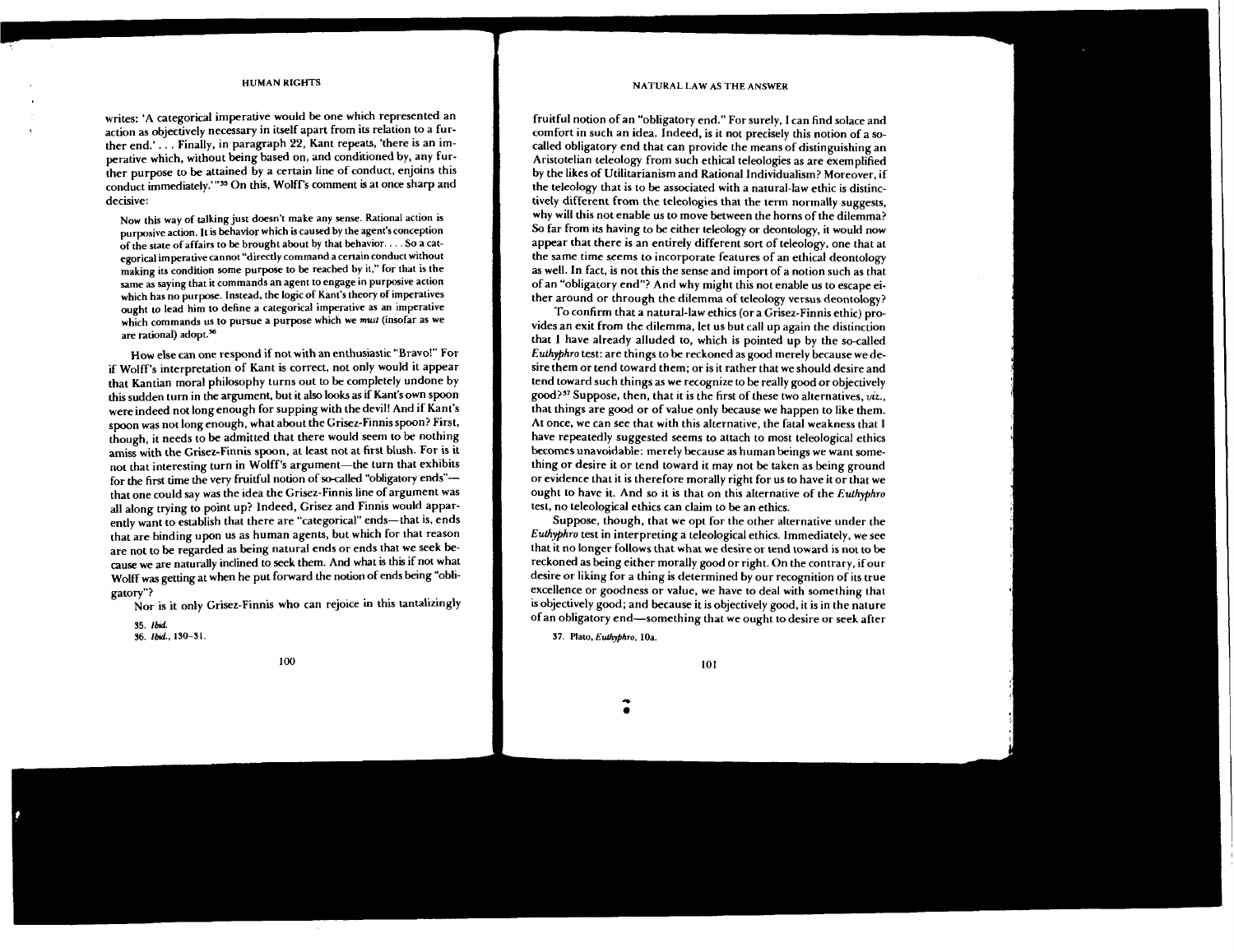writes: 'A categorical imperative would be one which represented an action as objectively necessary in itself apart from its relation to a further end.' . . . Finally, in paragraph 22, Kant repeats, 'there is an imperative which, without being based on, and conditioned by, any further purpose to be attained by a certain line of conduct, enjoins this conduct immediately.'"[35] On this, Wolff's comment is at once sharp and decisive:

> Now this way of talking just doesn't make any sense. Rational action is purposive action. It is behavior which is caused by the agent's conception of the state of affairs to be brought about by that behavior. . . . So a categorical imperative cannot "directly command a certain conduct without making its condition some purpose to be reached by it," for that is the same as saying that it commands an agent to engage in purposive action which has no purpose. Instead, the logic of Kant's theory of imperatives ought to lead him to define a categorical imperative as an imperative which commands us to pursue a purpose which we *must* (insofar as we are rational) adopt.[36]

How else can one respond if not with an enthusiastic "Bravo!" For if Wolff's interpretation of Kant is correct, not only would it appear that Kantian moral philosophy turns out to be completely undone by this sudden turn in the argument, but it also looks as if Kant's own spoon were indeed not long enough for supping with the devil! And if Kant's spoon was not long enough, what about the Grisez-Finnis spoon? First, though, it needs to be admitted that there would seem to be nothing amiss with the Grisez-Finnis spoon, at least not at first blush. For is it not that interesting turn in Wolff's argument—the turn that exhibits for the first time the very fruitful notion of so-called "obligatory ends"—that one could say was the idea the Grisez-Finnis line of argument was all along trying to point up? Indeed, Grisez and Finnis would apparently want to establish that there are "categorical" ends—that is, ends that are binding upon us as human agents, but which for that reason are not to be regarded as being natural ends or ends that we seek because we are naturally inclined to seek them. And what is this if not what Wolff was getting at when he put forward the notion of ends being "obligatory"?

Nor is it only Grisez-Finnis who can rejoice in this tantalizingly fruitful notion of an "obligatory end." For surely, I can find solace and comfort in such an idea. Indeed, is it not precisely this notion of a so-called obligatory end that can provide the means of distinguishing an Aristotelian teleology from such ethical teleologies as are exemplified by the likes of Utilitarianism and Rational Individualism? Moreover, if the teleology that is to be associated with a natural-law ethic is distinctively different from the teleologies that the term normally suggests, why will this not enable us to move between the horns of the dilemma? So far from its having to be either teleology or deontology, it would now appear that there is an entirely different sort of teleology, one that at the same time seems to incorporate features of an ethical deontology as well. In fact, is not this the sense and import of a notion such as that of an "obligatory end"? And why might this not enable us to escape either around or through the dilemma of teleology versus deontology?

To confirm that a natural-law ethics (or a Grisez-Finnis ethic) provides an exit from the dilemma, let us but call up again the distinction that I have already alluded to, which is pointed up by the so-called *Euthyphro* test: are things to be reckoned as good merely because we desire them or tend toward them; or is it rather that we should desire and tend toward such things as we recognize to be really good or objectively good?[37] Suppose, then, that it is the first of these two alternatives, *viz.*, that things are good or of value only because we happen to like them. At once, we can see that with this alternative, the fatal weakness that I have repeatedly suggested seems to attach to most teleological ethics becomes unavoidable: merely because as human beings we want something or desire it or tend toward it may not be taken as being ground or evidence that it is therefore morally right for us to have it or that we ought to have it. And so it is that on this alternative of the *Euthyphro* test, no teleological ethics can claim to be an ethics.

Suppose, though, that we opt for the other alternative under the *Euthyphro* test in interpreting a teleological ethics. Immediately, we see that it no longer follows that what we desire or tend toward is not to be reckoned as being either morally good or right. On the contrary, if our desire or liking for a thing is determined by our recognition of its true excellence or goodness or value, we have to deal with something that is objectively good; and because it is objectively good, it is in the nature of an obligatory end—something that we ought to desire or seek after

35. *Ibid.*
36. *Ibid.*, 130–31.
37. Plato, *Euthyphro*, 10a.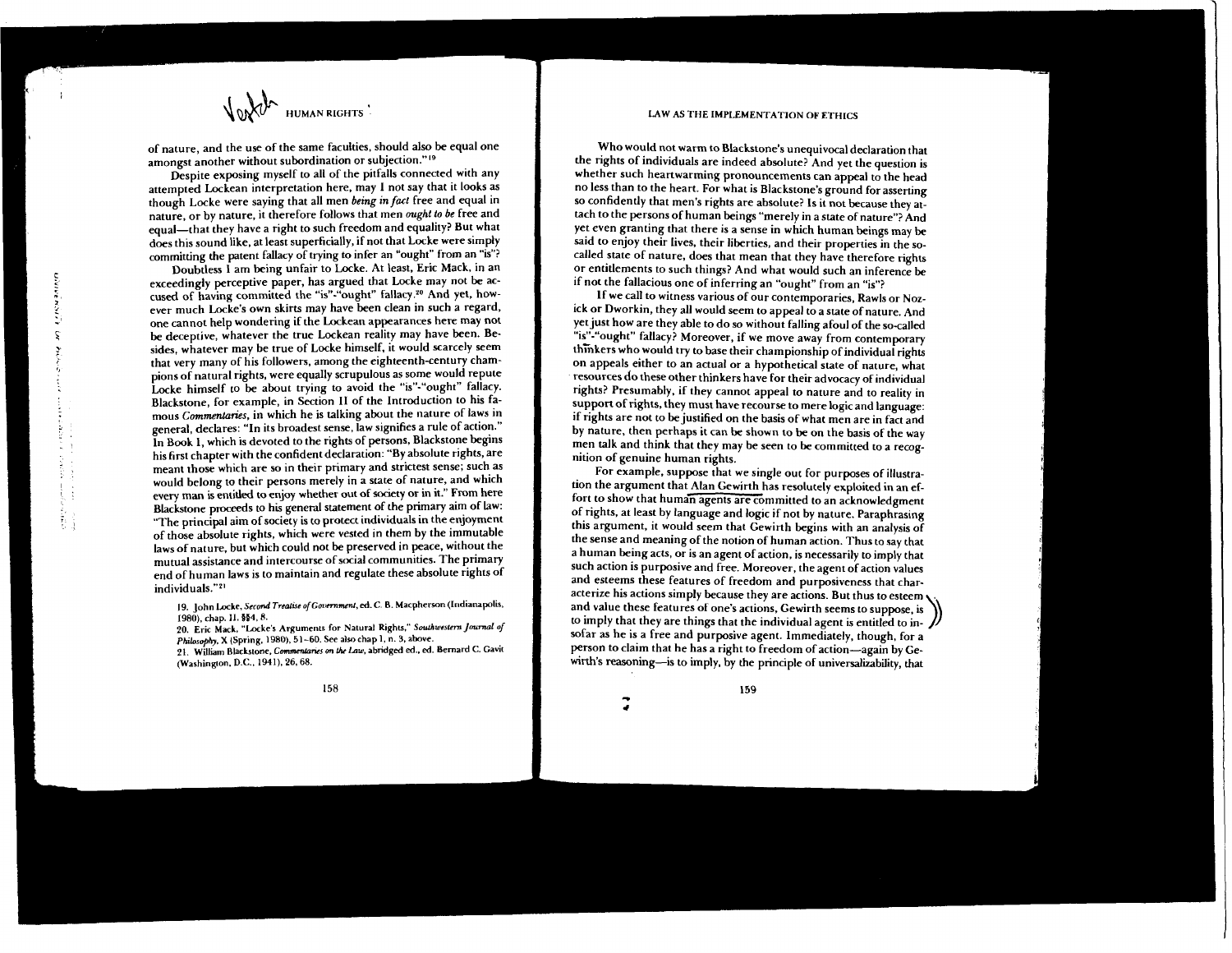of nature, and the use of the same faculties, should also be equal one amongst another without subordination or subjection."[19]

Despite exposing myself to all of the pitfalls connected with any attempted Lockean interpretation here, may I not say that it looks as though Locke were saying that all men *being in fact* free and equal in nature, or by nature, it therefore follows that men *ought to be* free and equal—that they have a right to such freedom and equality? But what does this sound like, at least superficially, if not that Locke were simply committing the patent fallacy of trying to infer an "ought" from an "is"?

Doubtless I am being unfair to Locke. At least, Eric Mack, in an exceedingly perceptive paper, has argued that Locke may not be accused of having committed the "is"-"ought" fallacy.[20] And yet, however much Locke's own skirts may have been clean in such a regard, one cannot help wondering if the Lockean appearances here may not be deceptive, whatever the true Lockean reality may have been. Besides, whatever may be true of Locke himself, it would scarcely seem that very many of his followers, among the eighteenth-century champions of natural rights, were equally scrupulous as some would repute Locke himself to be about trying to avoid the "is"-"ought" fallacy. Blackstone, for example, in Section II of the Introduction to his famous *Commentaries*, in which he is talking about the nature of laws in general, declares: "In its broadest sense, law signifies a rule of action." In Book 1, which is devoted to the rights of persons, Blackstone begins his first chapter with the confident declaration: "By absolute rights, are meant those which are so in their primary and strictest sense; such as would belong to their persons merely in a state of nature, and which every man is entitled to enjoy whether out of society or in it." From here Blackstone proceeds to his general statement of the primary aim of law: "The principal aim of society is to protect individuals in the enjoyment of those absolute rights, which were vested in them by the immutable laws of nature, but which could not be preserved in peace, without the mutual assistance and intercourse of social communities. The primary end of human laws is to maintain and regulate these absolute rights of individuals."[21]

19. John Locke, *Second Treatise of Government*, ed. C. B. Macpherson (Indianapolis, 1980), chap. II, §§4, 8.

20. Eric Mack, "Locke's Arguments for Natural Rights," *Southwestern Journal of Philosophy*, X (Spring, 1980), 51–60. See also chap 1, n. 3, above.

21. William Blackstone, *Commentaries on the Law*, abridged ed., ed. Bernard C. Gavit (Washington, D.C., 1941), 26, 68.

Who would not warm to Blackstone's unequivocal declaration that the rights of individuals are indeed absolute? And yet the question is whether such heartwarming pronouncements can appeal to the head no less than to the heart. For what is Blackstone's ground for asserting so confidently that men's rights are absolute? Is it not because they attach to the persons of human beings "merely in a state of nature"? And yet even granting that there is a sense in which human beings may be said to enjoy their lives, their liberties, and their properties in the so-called state of nature, does that mean that they have therefore rights or entitlements to such things? And what would such an inference be if not the fallacious one of inferring an "ought" from an "is"?

If we call to witness various of our contemporaries, Rawls or Nozick or Dworkin, they all would seem to appeal to a state of nature. And yet just how are they able to do so without falling afoul of the so-called "is"-"ought" fallacy? Moreover, if we move away from contemporary thinkers who would try to base their championship of individual rights on appeals either to an actual or a hypothetical state of nature, what resources do these other thinkers have for their advocacy of individual rights? Presumably, if they cannot appeal to nature and to reality in support of rights, they must have recourse to mere logic and language: if rights are not to be justified on the basis of what men are in fact and by nature, then perhaps it can be shown to be on the basis of the way men talk and think that they may be seen to be committed to a recognition of genuine human rights.

For example, suppose that we single out for purposes of illustration the argument that Alan Gewirth has resolutely exploited in an effort to show that human agents are committed to an acknowledgment of rights, at least by language and logic if not by nature. Paraphrasing this argument, it would seem that Gewirth begins with an analysis of the sense and meaning of the notion of human action. Thus to say that a human being acts, or is an agent of action, is necessarily to imply that such action is purposive and free. Moreover, the agent of action values and esteems these features of freedom and purposiveness that characterize his actions simply because they are actions. But thus to esteem and value these features of one's actions, Gewirth seems to suppose, is to imply that they are things that the individual agent is entitled to insofar as he is a free and purposive agent. Immediately, though, for a person to claim that he has a right to freedom of action—again by Gewirth's reasoning—is to imply, by the principle of universalizability, that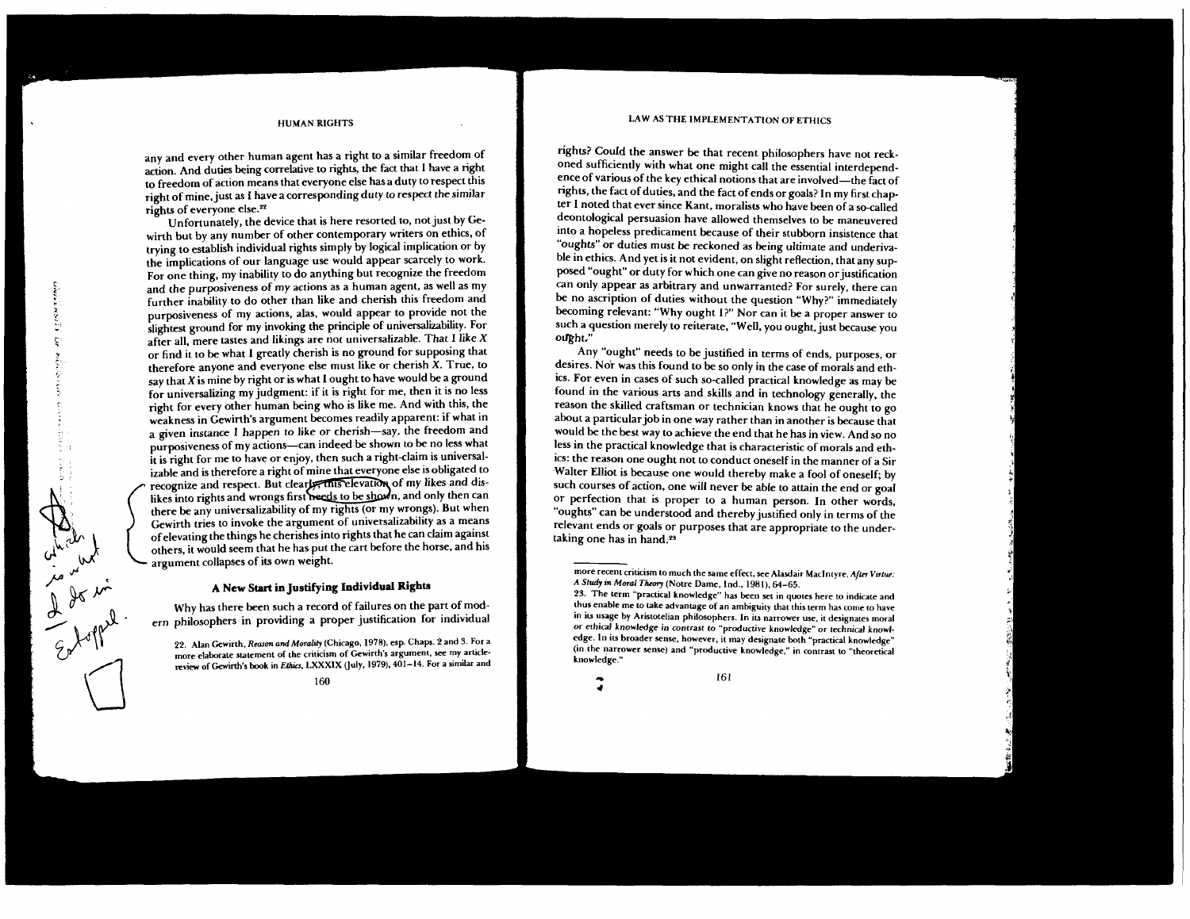any and every other human agent has a right to a similar freedom of action. And duties being correlative to rights, the fact that I have a right to freedom of action means that everyone else has a duty to respect this right of mine, just as I have a corresponding duty to respect the similar rights of everyone else.[22]

Unfortunately, the device that is here resorted to, not just by Gewirth but by any number of other contemporary writers on ethics, of trying to establish individual rights simply by logical implication or by the implications of our language use would appear scarcely to work. For one thing, my inability to do anything but recognize the freedom and the purposiveness of my actions as a human agent, as well as my further inability to do other than like and cherish this freedom and purposiveness of my actions, alas, would appear to provide not the slightest ground for my invoking the principle of universalizability. For after all, mere tastes and likings are not universalizable. That I like *X* or find it to be what I greatly cherish is no ground for supposing that therefore anyone and everyone else must like or cherish *X*. True, to say that *X* is mine by right or is what I ought to have would be a ground for universalizing my judgment: if it is right for me, then it is no less right for every other human being who is like me. And with this, the weakness in Gewirth's argument becomes readily apparent: if what in a given instance I happen to like or cherish—say, the freedom and purposiveness of my actions—can indeed be shown to be no less what it is right for me to have or enjoy, then such a right-claim is universalizable and is therefore a right of mine that everyone else is obligated to recognize and respect. But clearly, this elevation of my likes and dislikes into rights and wrongs first needs to be shown, and only then can there be any universalizability of my rights (or my wrongs). But when Gewirth tries to invoke the argument of universalizability as a means of elevating the things he cherishes into rights that he can claim against others, it would seem that he has put the cart before the horse, and his argument collapses of its own weight.

## A New Start in Justifying Individual Rights

Why has there been such a record of failures on the part of modern philosophers in providing a proper justification for individual rights? Could the answer be that recent philosophers have not reckoned sufficiently with what one might call the essential interdependence of various of the key ethical notions that are involved—the fact of rights, the fact of duties, and the fact of ends or goals? In my first chapter I noted that ever since Kant, moralists who have been of a so-called deontological persuasion have allowed themselves to be maneuvered into a hopeless predicament because of their stubborn insistence that "oughts" or duties must be reckoned as being ultimate and underivable in ethics. And yet is it not evident, on slight reflection, that any supposed "ought" or duty for which one can give no reason or justification can only appear as arbitrary and unwarranted? For surely, there can be no ascription of duties without the question "Why?" immediately becoming relevant: "Why ought I?" Nor can it be a proper answer to such a question merely to reiterate, "Well, you ought, just because you ought."

Any "ought" needs to be justified in terms of ends, purposes, or desires. Nor was this found to be so only in the case of morals and ethics. For even in cases of such so-called practical knowledge as may be found in the various arts and skills and in technology generally, the reason the skilled craftsman or technician knows that he ought to go about a particular job in one way rather than in another is because that would be the best way to achieve the end that he has in view. And so no less in the practical knowledge that is characteristic of morals and ethics: the reason one ought not to conduct oneself in the manner of a Sir Walter Elliot is because one would thereby make a fool of oneself; by such courses of action, one will never be able to attain the end or goal or perfection that is proper to a human person. In other words, "oughts" can be understood and thereby justified only in terms of the relevant ends or goals or purposes that are appropriate to the undertaking one has in hand.[23]

---

22. Alan Gewirth, *Reason and Morality* (Chicago, 1978), esp. Chaps. 2 and 3. For a more elaborate statement of the criticism of Gewirth's argument, see my article-review of Gewirth's book in *Ethics*, LXXXIX (July, 1979), 401–14. For a similar and more recent criticism to much the same effect, see Alasdair MacIntyre, *After Virtue: A Study in Moral Theory* (Notre Dame, Ind., 1981), 64–65.

23. The term "practical knowledge" has been set in quotes here to indicate and thus enable me to take advantage of an ambiguity that this term has come to have in its usage by Aristotelian philosophers. In its narrower use, it designates moral or ethical knowledge in contrast to "productive knowledge" or technical knowledge. In its broader sense, however, it may designate both "practical knowledge" (in the narrower sense) and "productive knowledge," in contrast to "theoretical knowledge."